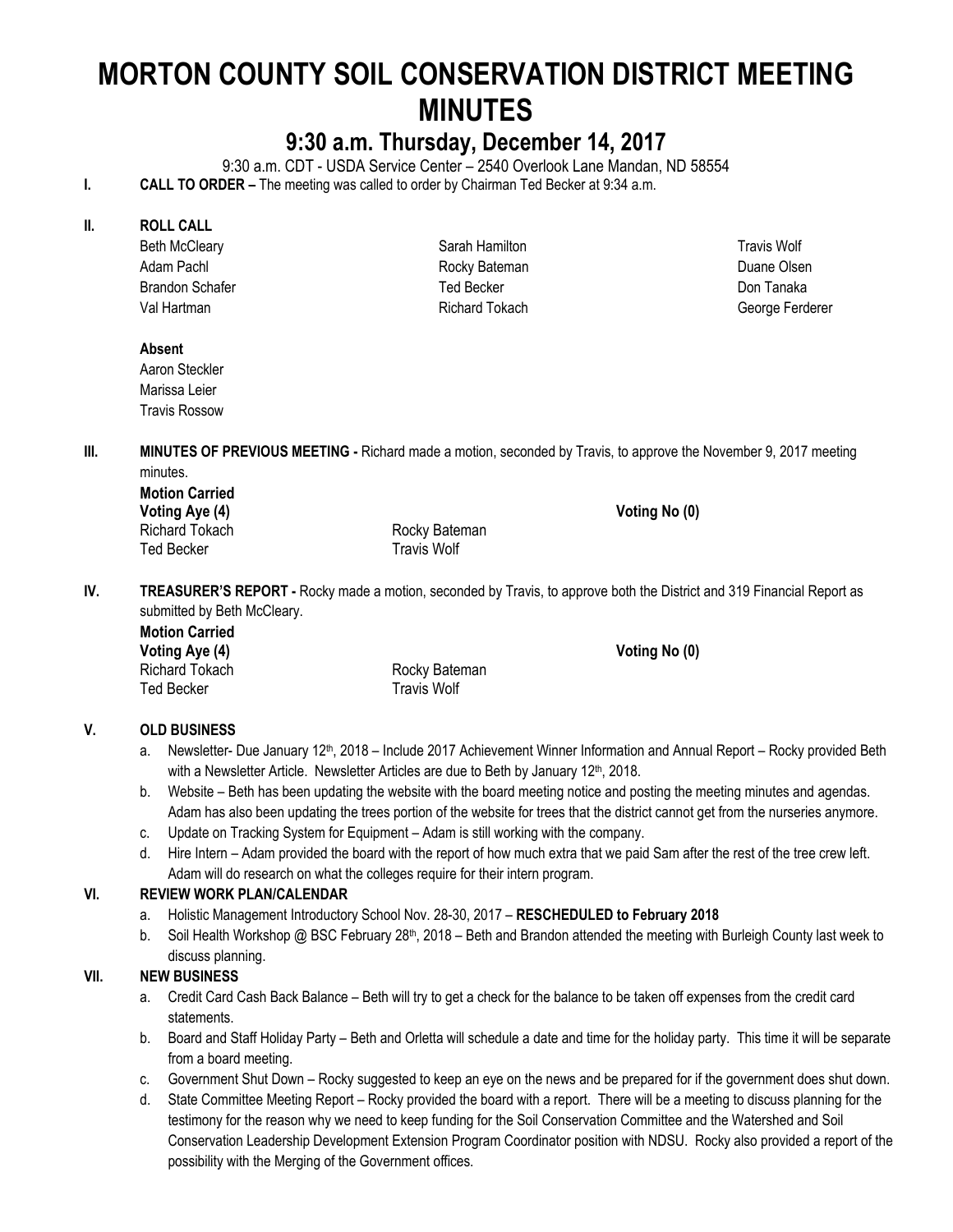# MORTON COUNTY SOIL CONSERVATION DISTRICT MEETING MINUTES

## 9:30 a.m. Thursday, December 14, 2017

9:30 a.m. CDT - USDA Service Center – 2540 Overlook Lane Mandan, ND 58554

**I. CALL TO ORDER –** The meeting was called to order by Chairman Ted Becker at 9:34 a.m.

**II. ROLL CALL**

| | | |
|---|---|---|
| Beth McCleary | Sarah Hamilton | Travis Wolf |
| Adam Pachl | Rocky Bateman | Duane Olsen |
| Brandon Schafer | Ted Becker | Don Tanaka |
| Val Hartman | Richard Tokach | George Ferderer |

**Absent**

Aaron Steckler
Marissa Leier
Travis Rossow

**III. MINUTES OF PREVIOUS MEETING -** Richard made a motion, seconded by Travis, to approve the November 9, 2017 meeting minutes.

**Motion Carried**

**Voting Aye (4)** | **Voting No (0)**

Richard Tokach | Rocky Bateman
Ted Becker | Travis Wolf

**IV. TREASURER'S REPORT -** Rocky made a motion, seconded by Travis, to approve both the District and 319 Financial Report as submitted by Beth McCleary.

**Motion Carried**

**Voting Aye (4)** | **Voting No (0)**

Richard Tokach | Rocky Bateman
Ted Becker | Travis Wolf

**V. OLD BUSINESS**

a. Newsletter- Due January 12th, 2018 – Include 2017 Achievement Winner Information and Annual Report – Rocky provided Beth with a Newsletter Article. Newsletter Articles are due to Beth by January 12th, 2018.
b. Website – Beth has been updating the website with the board meeting notice and posting the meeting minutes and agendas. Adam has also been updating the trees portion of the website for trees that the district cannot get from the nurseries anymore.
c. Update on Tracking System for Equipment – Adam is still working with the company.
d. Hire Intern – Adam provided the board with the report of how much extra that we paid Sam after the rest of the tree crew left. Adam will do research on what the colleges require for their intern program.

**VI. REVIEW WORK PLAN/CALENDAR**

a. Holistic Management Introductory School Nov. 28-30, 2017 – **RESCHEDULED to February 2018**
b. Soil Health Workshop @ BSC February 28th, 2018 – Beth and Brandon attended the meeting with Burleigh County last week to discuss planning.

**VII. NEW BUSINESS**

a. Credit Card Cash Back Balance – Beth will try to get a check for the balance to be taken off expenses from the credit card statements.
b. Board and Staff Holiday Party – Beth and Orletta will schedule a date and time for the holiday party. This time it will be separate from a board meeting.
c. Government Shut Down – Rocky suggested to keep an eye on the news and be prepared for if the government does shut down.
d. State Committee Meeting Report – Rocky provided the board with a report. There will be a meeting to discuss planning for the testimony for the reason why we need to keep funding for the Soil Conservation Committee and the Watershed and Soil Conservation Leadership Development Extension Program Coordinator position with NDSU. Rocky also provided a report of the possibility with the Merging of the Government offices.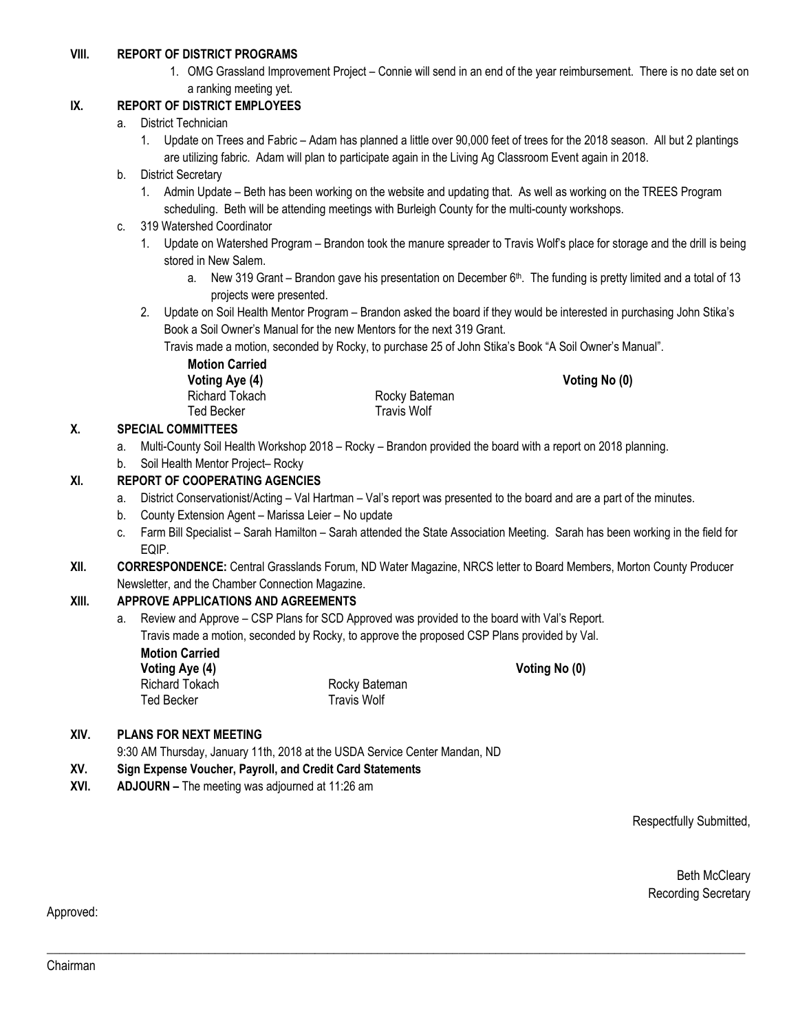**VIII. REPORT OF DISTRICT PROGRAMS**

1. OMG Grassland Improvement Project – Connie will send in an end of the year reimbursement. There is no date set on a ranking meeting yet.

**IX. REPORT OF DISTRICT EMPLOYEES**

a. District Technician
   1. Update on Trees and Fabric – Adam has planned a little over 90,000 feet of trees for the 2018 season. All but 2 plantings are utilizing fabric. Adam will plan to participate again in the Living Ag Classroom Event again in 2018.

b. District Secretary
   1. Admin Update – Beth has been working on the website and updating that. As well as working on the TREES Program scheduling. Beth will be attending meetings with Burleigh County for the multi-county workshops.

c. 319 Watershed Coordinator
   1. Update on Watershed Program – Brandon took the manure spreader to Travis Wolf's place for storage and the drill is being stored in New Salem.
      a. New 319 Grant – Brandon gave his presentation on December 6th. The funding is pretty limited and a total of 13 projects were presented.
   2. Update on Soil Health Mentor Program – Brandon asked the board if they would be interested in purchasing John Stika's Book a Soil Owner's Manual for the new Mentors for the next 319 Grant.

      Travis made a motion, seconded by Rocky, to purchase 25 of John Stika's Book "A Soil Owner's Manual".

      **Motion Carried**

      | **Voting Aye (4)** | | **Voting No (0)** |
      |---|---|---|
      | Richard Tokach | Rocky Bateman | |
      | Ted Becker | Travis Wolf | |

**X. SPECIAL COMMITTEES**

a. Multi-County Soil Health Workshop 2018 – Rocky – Brandon provided the board with a report on 2018 planning.
b. Soil Health Mentor Project– Rocky

**XI. REPORT OF COOPERATING AGENCIES**

a. District Conservationist/Acting – Val Hartman – Val's report was presented to the board and are a part of the minutes.
b. County Extension Agent – Marissa Leier – No update
c. Farm Bill Specialist – Sarah Hamilton – Sarah attended the State Association Meeting. Sarah has been working in the field for EQIP.

**XII. CORRESPONDENCE:** Central Grasslands Forum, ND Water Magazine, NRCS letter to Board Members, Morton County Producer Newsletter, and the Chamber Connection Magazine.

**XIII. APPROVE APPLICATIONS AND AGREEMENTS**

a. Review and Approve – CSP Plans for SCD Approved was provided to the board with Val's Report.

   Travis made a motion, seconded by Rocky, to approve the proposed CSP Plans provided by Val.

   **Motion Carried**

   | **Voting Aye (4)** | | **Voting No (0)** |
   |---|---|---|
   | Richard Tokach | Rocky Bateman | |
   | Ted Becker | Travis Wolf | |

**XIV. PLANS FOR NEXT MEETING**

9:30 AM Thursday, January 11th, 2018 at the USDA Service Center Mandan, ND

**XV. Sign Expense Voucher, Payroll, and Credit Card Statements**

**XVI. ADJOURN –** The meeting was adjourned at 11:26 am

Respectfully Submitted,

Beth McCleary
Recording Secretary

Approved:

___________________________________________

Chairman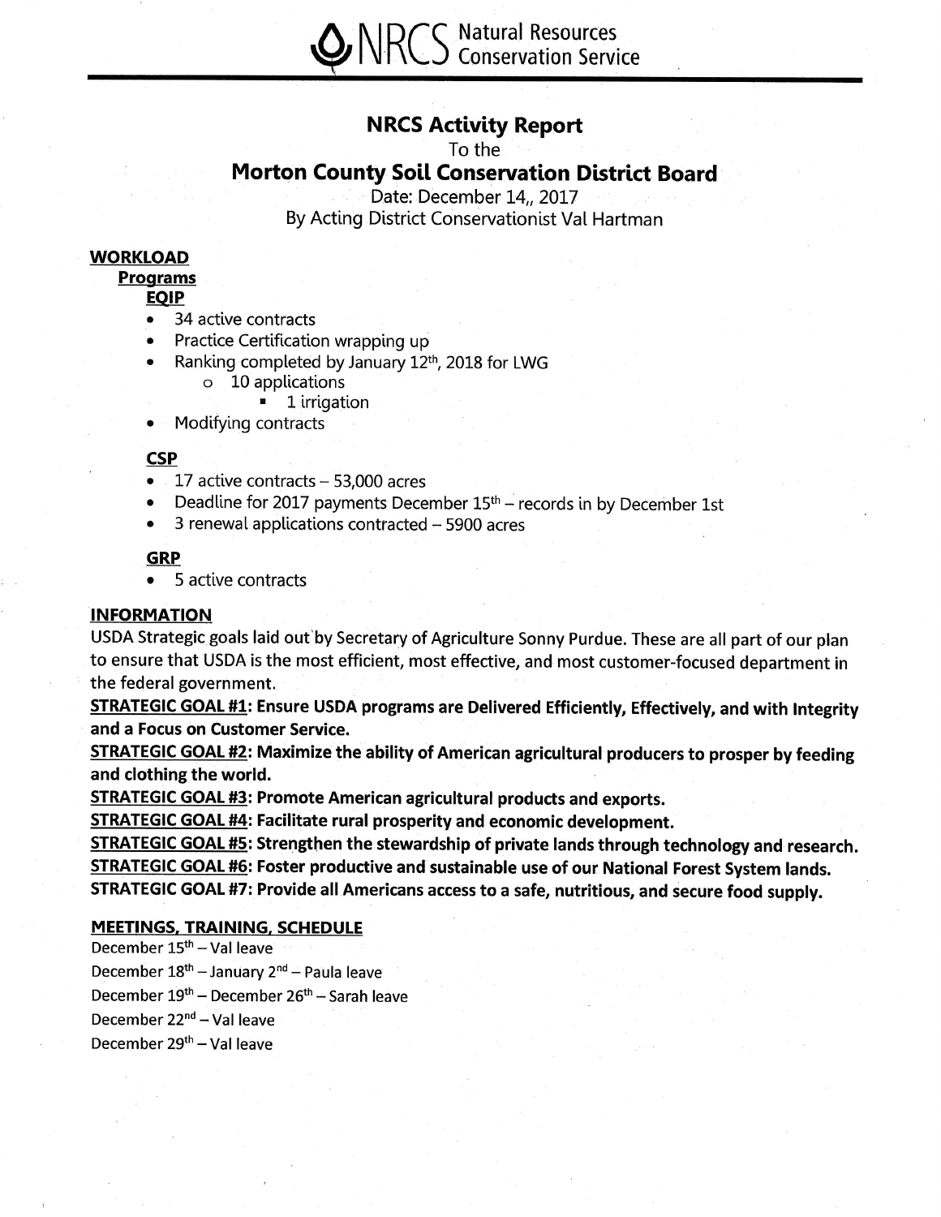NRCS Natural Resources Conservation Service

# NRCS Activity Report

To the

## Morton County Soil Conservation District Board

Date: December 14,, 2017

By Acting District Conservationist Val Hartman

**WORKLOAD**

**Programs**

**EQIP**

- 34 active contracts
- Practice Certification wrapping up
- Ranking completed by January 12th, 2018 for LWG
  - 10 applications
    - 1 irrigation
- Modifying contracts

**CSP**

- 17 active contracts – 53,000 acres
- Deadline for 2017 payments December 15th – records in by December 1st
- 3 renewal applications contracted – 5900 acres

**GRP**

- 5 active contracts

**INFORMATION**

USDA Strategic goals laid out by Secretary of Agriculture Sonny Purdue. These are all part of our plan to ensure that USDA is the most efficient, most effective, and most customer-focused department in the federal government.

**STRATEGIC GOAL #1: Ensure USDA programs are Delivered Efficiently, Effectively, and with Integrity and a Focus on Customer Service.**

**STRATEGIC GOAL #2: Maximize the ability of American agricultural producers to prosper by feeding and clothing the world.**

**STRATEGIC GOAL #3: Promote American agricultural products and exports.**

**STRATEGIC GOAL #4: Facilitate rural prosperity and economic development.**

**STRATEGIC GOAL #5: Strengthen the stewardship of private lands through technology and research.**

**STRATEGIC GOAL #6: Foster productive and sustainable use of our National Forest System lands.**

**STRATEGIC GOAL #7: Provide all Americans access to a safe, nutritious, and secure food supply.**

**MEETINGS, TRAINING, SCHEDULE**

December 15th – Val leave

December 18th – January 2nd – Paula leave

December 19th – December 26th – Sarah leave

December 22nd – Val leave

December 29th – Val leave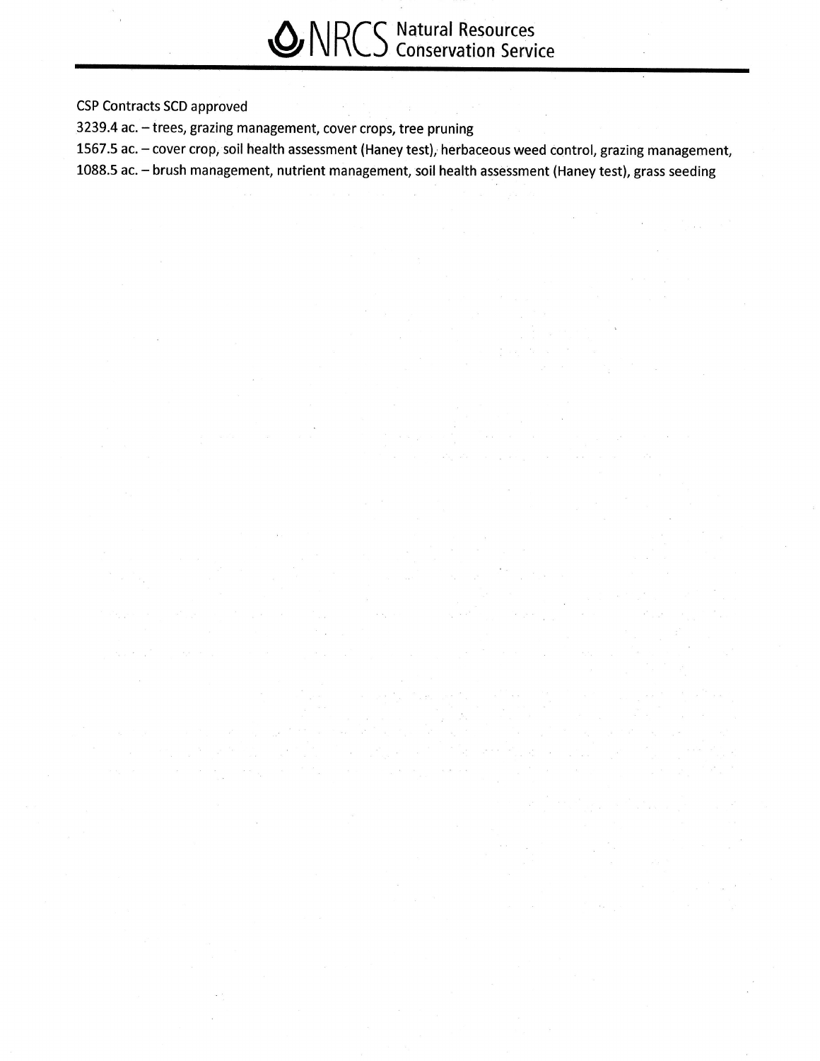CSP Contracts SCD approved

3239.4 ac. – trees, grazing management, cover crops, tree pruning

1567.5 ac. – cover crop, soil health assessment (Haney test), herbaceous weed control, grazing management,

1088.5 ac. – brush management, nutrient management, soil health assessment (Haney test), grass seeding